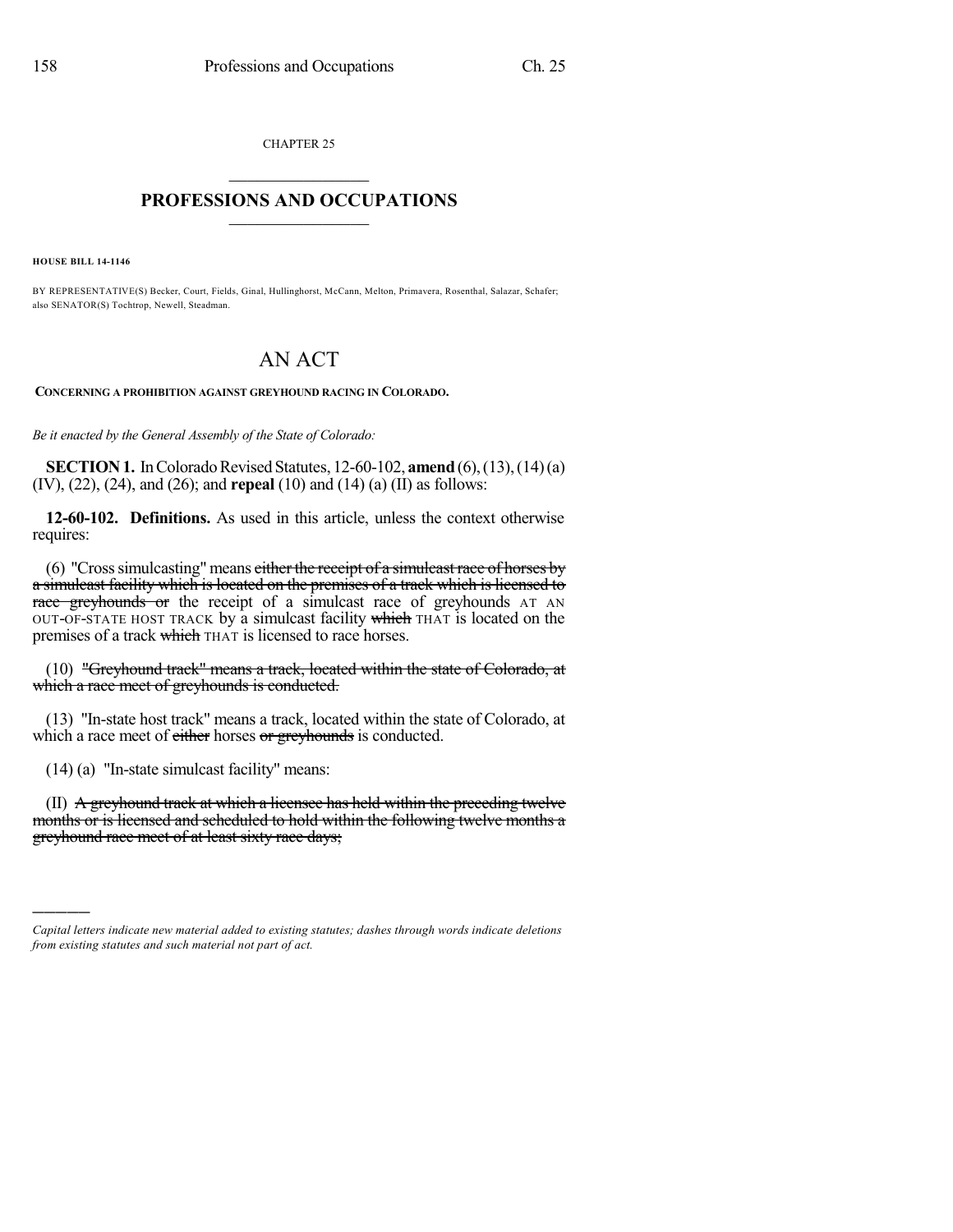CHAPTER 25

## PROFESSIONS AND OCCUPATIONS

**HOUSE BILL 14-1146**

BY REPRESENTATIVE(S) Becker, Court, Fields, Ginal, Hullinghorst, McCann, Melton, Primavera, Rosenthal, Salazar, Schafer; also SENATOR(S) Tochtrop, Newell, Steadman.

# AN ACT

**CONCERNING A PROHIBITION AGAINST GREYHOUND RACING IN COLORADO.**

*Be it enacted by the General Assembly of the State of Colorado:*

**SECTION 1.** In Colorado Revised Statutes, 12-60-102, **amend** (6), (13), (14) (a) (IV), (22), (24), and (26); and **repeal** (10) and (14) (a) (II) as follows:

**12-60-102. Definitions.** As used in this article, unless the context otherwise requires:

(6) "Cross simulcasting" means ~~either the receipt of a simulcast race of horses by a simulcast facility which is located on the premises of a track which is licensed to race greyhounds or~~ the receipt of a simulcast race of greyhounds AT AN OUT-OF-STATE HOST TRACK by a simulcast facility ~~which~~ THAT is located on the premises of a track ~~which~~ THAT is licensed to race horses.

(10) ~~"Greyhound track" means a track, located within the state of Colorado, at which a race meet of greyhounds is conducted.~~

(13) "In-state host track" means a track, located within the state of Colorado, at which a race meet of ~~either~~ horses ~~or greyhounds~~ is conducted.

(14) (a) "In-state simulcast facility" means:

(II) ~~A greyhound track at which a licensee has held within the preceding twelve months or is licensed and scheduled to hold within the following twelve months a greyhound race meet of at least sixty race days;~~

*Capital letters indicate new material added to existing statutes; dashes through words indicate deletions from existing statutes and such material not part of act.*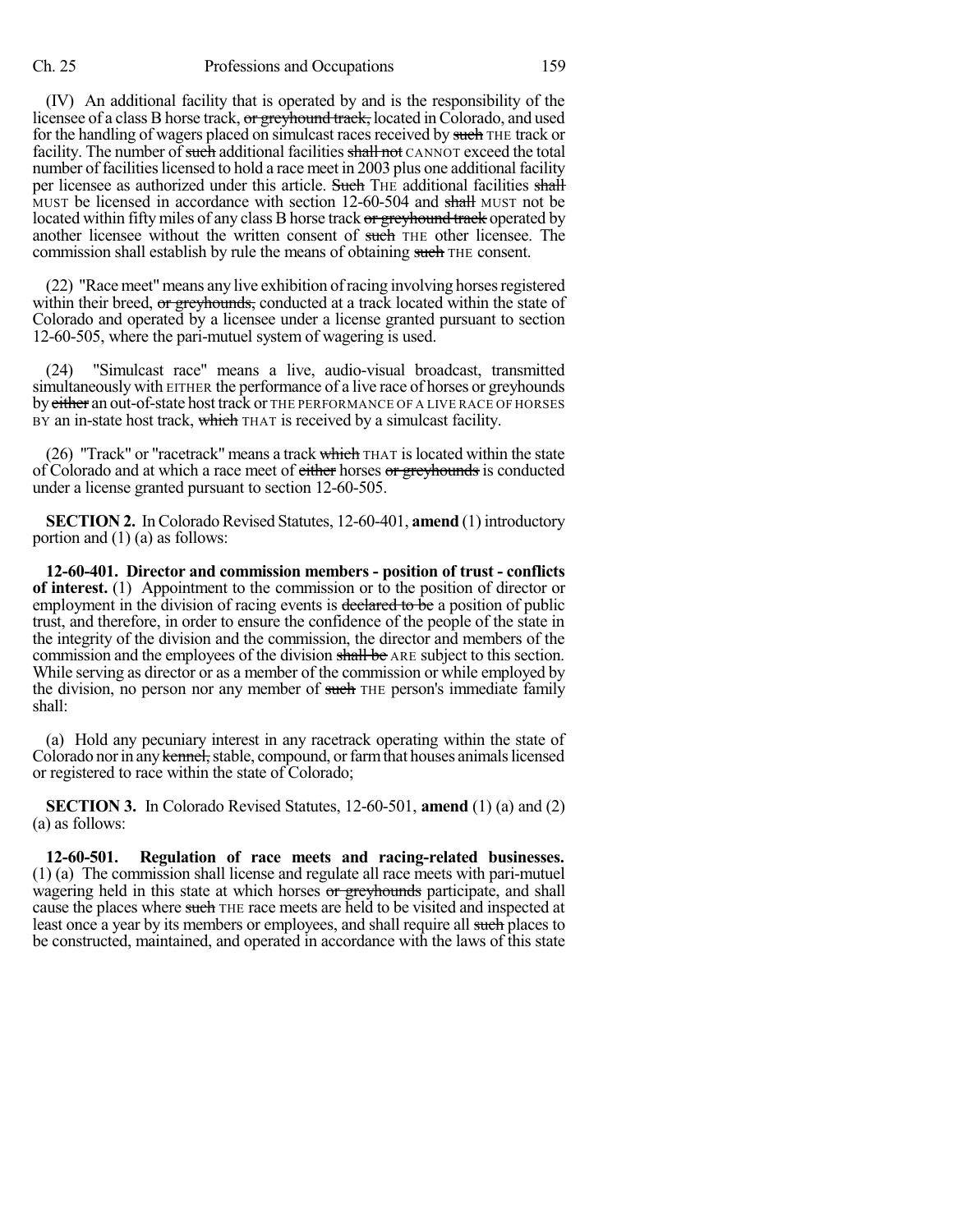(IV) An additional facility that is operated by and is the responsibility of the licensee of a class B horse track, or greyhound track, located in Colorado, and used for the handling of wagers placed on simulcast races received by such THE track or facility. The number of such additional facilities shall not CANNOT exceed the total number of facilities licensed to hold a race meet in 2003 plus one additional facility per licensee as authorized under this article. Such THE additional facilities shall MUST be licensed in accordance with section 12-60-504 and shall MUST not be located within fifty miles of any class B horse track or greyhound track operated by another licensee without the written consent of such THE other licensee. The commission shall establish by rule the means of obtaining such THE consent.

(22) "Race meet" means any live exhibition of racing involving horses registered within their breed, or greyhounds, conducted at a track located within the state of Colorado and operated by a licensee under a license granted pursuant to section 12-60-505, where the pari-mutuel system of wagering is used.

(24) "Simulcast race" means a live, audio-visual broadcast, transmitted simultaneously with EITHER the performance of a live race of horses or greyhounds by either an out-of-state host track or THE PERFORMANCE OF A LIVE RACE OF HORSES BY an in-state host track, which THAT is received by a simulcast facility.

(26) "Track" or "racetrack" means a track which THAT is located within the state of Colorado and at which a race meet of either horses or greyhounds is conducted under a license granted pursuant to section 12-60-505.

**SECTION 2.** In Colorado Revised Statutes, 12-60-401, **amend** (1) introductory portion and (1) (a) as follows:

**12-60-401. Director and commission members - position of trust - conflicts of interest.** (1) Appointment to the commission or to the position of director or employment in the division of racing events is declared to be a position of public trust, and therefore, in order to ensure the confidence of the people of the state in the integrity of the division and the commission, the director and members of the commission and the employees of the division shall be ARE subject to this section. While serving as director or as a member of the commission or while employed by the division, no person nor any member of such THE person's immediate family shall:

(a) Hold any pecuniary interest in any racetrack operating within the state of Colorado nor in any kennel, stable, compound, or farm that houses animals licensed or registered to race within the state of Colorado;

**SECTION 3.** In Colorado Revised Statutes, 12-60-501, **amend** (1) (a) and (2) (a) as follows:

**12-60-501. Regulation of race meets and racing-related businesses.** (1) (a) The commission shall license and regulate all race meets with pari-mutuel wagering held in this state at which horses or greyhounds participate, and shall cause the places where such THE race meets are held to be visited and inspected at least once a year by its members or employees, and shall require all such places to be constructed, maintained, and operated in accordance with the laws of this state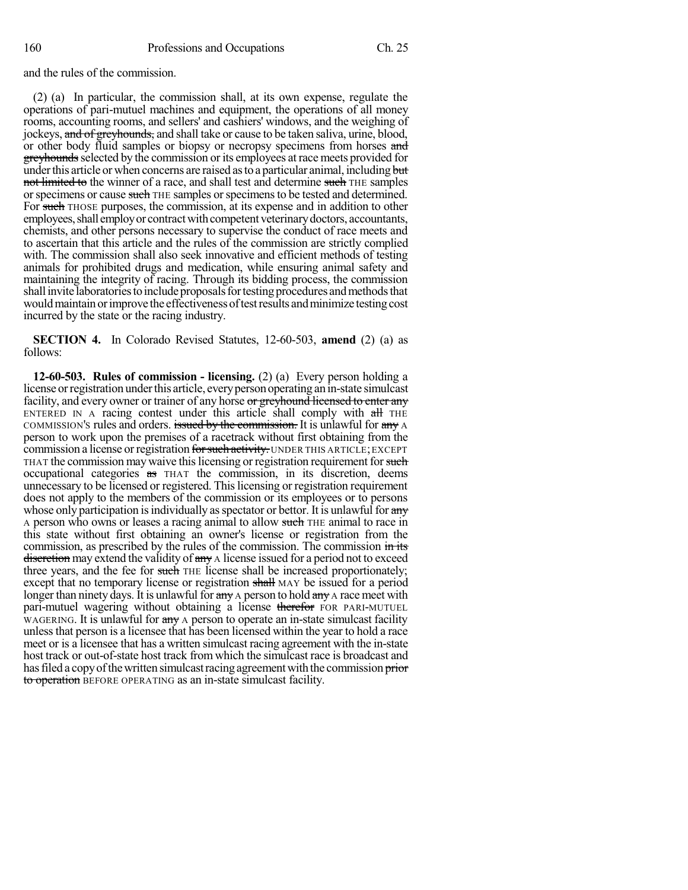and the rules of the commission.

(2) (a) In particular, the commission shall, at its own expense, regulate the operations of pari-mutuel machines and equipment, the operations of all money rooms, accounting rooms, and sellers' and cashiers' windows, and the weighing of jockeys, ~~and of greyhounds,~~ and shall take or cause to be taken saliva, urine, blood, or other body fluid samples or biopsy or necropsy specimens from horses ~~and greyhounds~~ selected by the commission or its employees at race meets provided for under this article or when concerns are raised as to a particular animal, including ~~but not limited to~~ the winner of a race, and shall test and determine ~~such~~ THE samples or specimens or cause ~~such~~ THE samples or specimens to be tested and determined. For ~~such~~ THOSE purposes, the commission, at its expense and in addition to other employees, shall employ or contract with competent veterinary doctors, accountants, chemists, and other persons necessary to supervise the conduct of race meets and to ascertain that this article and the rules of the commission are strictly complied with. The commission shall also seek innovative and efficient methods of testing animals for prohibited drugs and medication, while ensuring animal safety and maintaining the integrity of racing. Through its bidding process, the commission shall invite laboratories to include proposals for testing procedures and methods that would maintain or improve the effectiveness of test results and minimize testing cost incurred by the state or the racing industry.

**SECTION 4.** In Colorado Revised Statutes, 12-60-503, **amend** (2) (a) as follows:

**12-60-503. Rules of commission - licensing.** (2) (a) Every person holding a license or registration under this article, every person operating an in-state simulcast facility, and every owner or trainer of any horse ~~or greyhound licensed to enter any~~ ENTERED IN A racing contest under this article shall comply with ~~all~~ THE COMMISSION'S rules and orders. ~~issued by the commission.~~ It is unlawful for ~~any~~ A person to work upon the premises of a racetrack without first obtaining from the commission a license or registration ~~for such activity.~~ UNDER THIS ARTICLE; EXCEPT THAT the commission may waive this licensing or registration requirement for ~~such~~ occupational categories ~~as~~ THAT the commission, in its discretion, deems unnecessary to be licensed or registered. This licensing or registration requirement does not apply to the members of the commission or its employees or to persons whose only participation is individually as spectator or bettor. It is unlawful for ~~any~~ A person who owns or leases a racing animal to allow ~~such~~ THE animal to race in this state without first obtaining an owner's license or registration from the commission, as prescribed by the rules of the commission. The commission ~~in its discretion~~ may extend the validity of ~~any~~ A license issued for a period not to exceed three years, and the fee for ~~such~~ THE license shall be increased proportionately; except that no temporary license or registration ~~shall~~ MAY be issued for a period longer than ninety days. It is unlawful for ~~any~~ A person to hold ~~any~~ A race meet with pari-mutuel wagering without obtaining a license ~~therefor~~ FOR PARI-MUTUEL WAGERING. It is unlawful for ~~any~~ A person to operate an in-state simulcast facility unless that person is a licensee that has been licensed within the year to hold a race meet or is a licensee that has a written simulcast racing agreement with the in-state host track or out-of-state host track from which the simulcast race is broadcast and has filed a copy of the written simulcast racing agreement with the commission ~~prior to operation~~ BEFORE OPERATING as an in-state simulcast facility.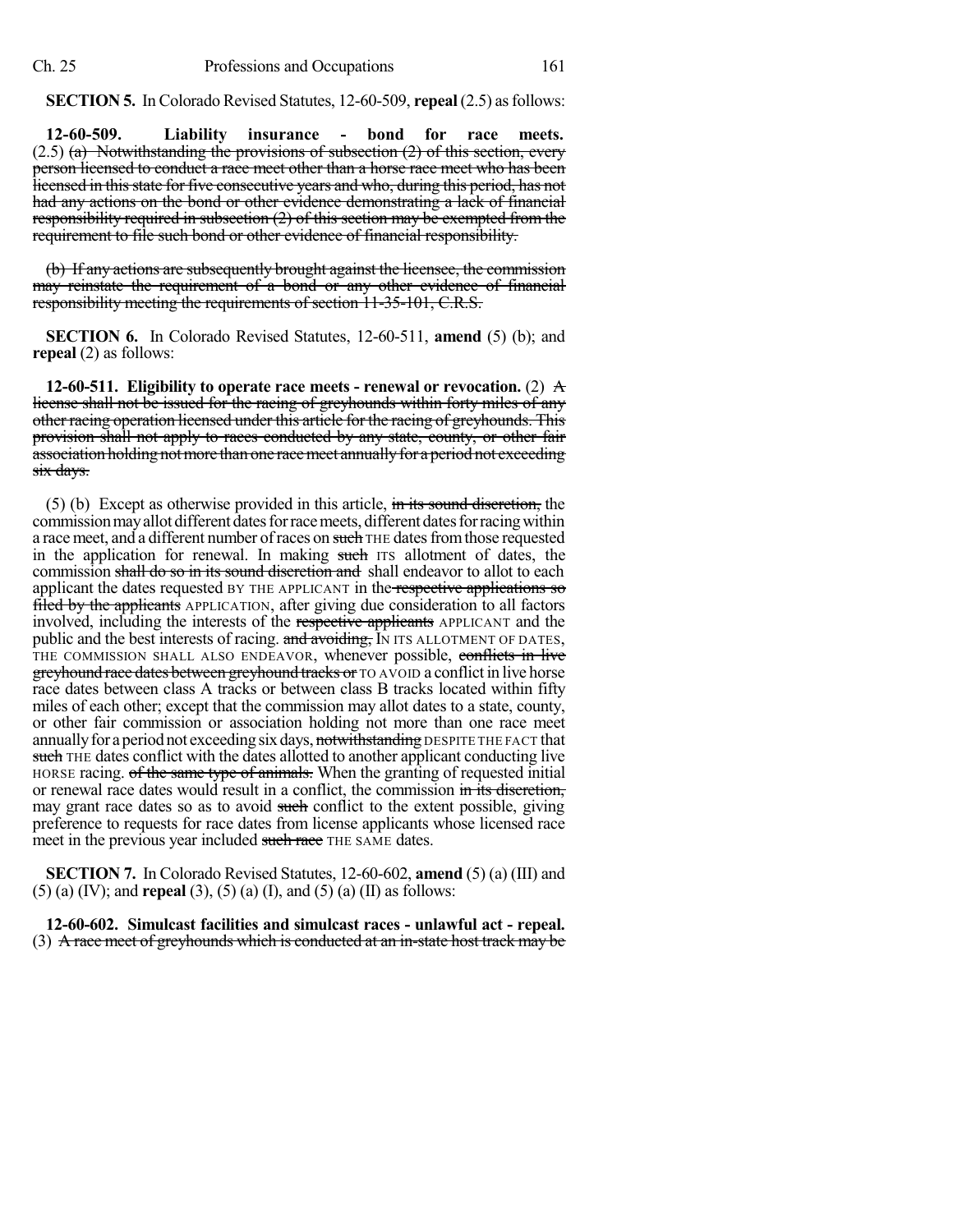**SECTION 5.** In Colorado Revised Statutes, 12-60-509, **repeal** (2.5) as follows:

**12-60-509. Liability insurance - bond for race meets.** (2.5) ~~(a) Notwithstanding the provisions of subsection (2) of this section, every person licensed to conduct a race meet other than a horse race meet who has been licensed in this state for five consecutive years and who, during this period, has not had any actions on the bond or other evidence demonstrating a lack of financial responsibility required in subsection (2) of this section may be exempted from the requirement to file such bond or other evidence of financial responsibility.~~

~~(b) If any actions are subsequently brought against the licensee, the commission may reinstate the requirement of a bond or any other evidence of financial responsibility meeting the requirements of section 11-35-101, C.R.S.~~

**SECTION 6.** In Colorado Revised Statutes, 12-60-511, **amend** (5) (b); and **repeal** (2) as follows:

**12-60-511. Eligibility to operate race meets - renewal or revocation.** (2) ~~A license shall not be issued for the racing of greyhounds within forty miles of any other racing operation licensed under this article for the racing of greyhounds. This provision shall not apply to races conducted by any state, county, or other fair association holding not more than one race meet annually for a period not exceeding six days.~~

(5) (b) Except as otherwise provided in this article, ~~in its sound discretion,~~ the commission may allot different dates for race meets, different dates for racing within a race meet, and a different number of races on ~~such~~ THE dates from those requested in the application for renewal. In making ~~such~~ ITS allotment of dates, the commission ~~shall do so in its sound discretion and~~ shall endeavor to allot to each applicant the dates requested BY THE APPLICANT in the ~~respective applications so filed by the applicants~~ APPLICATION, after giving due consideration to all factors involved, including the interests of the ~~respective applicants~~ APPLICANT and the public and the best interests of racing. ~~and avoiding,~~ IN ITS ALLOTMENT OF DATES, THE COMMISSION SHALL ALSO ENDEAVOR, whenever possible, ~~conflicts in live greyhound race dates between greyhound tracks or~~ TO AVOID a conflict in live horse race dates between class A tracks or between class B tracks located within fifty miles of each other; except that the commission may allot dates to a state, county, or other fair commission or association holding not more than one race meet annually for a period not exceeding six days, ~~notwithstanding~~ DESPITE THE FACT that ~~such~~ THE dates conflict with the dates allotted to another applicant conducting live HORSE racing. ~~of the same type of animals.~~ When the granting of requested initial or renewal race dates would result in a conflict, the commission ~~in its discretion,~~ may grant race dates so as to avoid ~~such~~ conflict to the extent possible, giving preference to requests for race dates from license applicants whose licensed race meet in the previous year included ~~such race~~ THE SAME dates.

**SECTION 7.** In Colorado Revised Statutes, 12-60-602, **amend** (5) (a) (III) and (5) (a) (IV); and **repeal** (3), (5) (a) (I), and (5) (a) (II) as follows:

**12-60-602. Simulcast facilities and simulcast races - unlawful act - repeal.** (3) ~~A race meet of greyhounds which is conducted at an in-state host track may be~~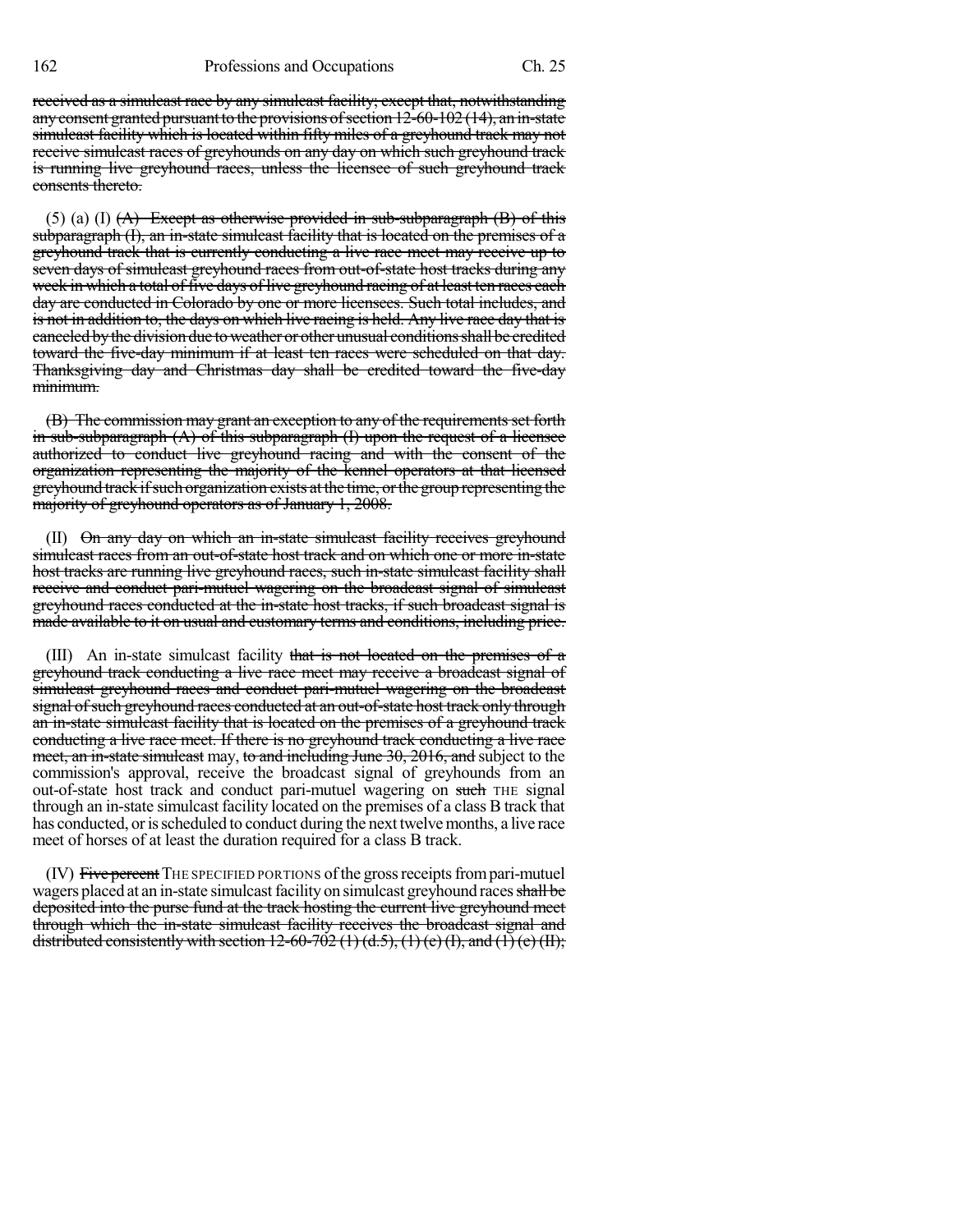~~received as a simulcast race by any simulcast facility; except that, notwithstanding any consent granted pursuant to the provisions of section 12-60-102 (14), an in-state simulcast facility which is located within fifty miles of a greyhound track may not receive simulcast races of greyhounds on any day on which such greyhound track is running live greyhound races, unless the licensee of such greyhound track consents thereto.~~

(5) (a) (I) ~~(A) Except as otherwise provided in sub-subparagraph (B) of this subparagraph (I), an in-state simulcast facility that is located on the premises of a greyhound track that is currently conducting a live race meet may receive up to seven days of simulcast greyhound races from out-of-state host tracks during any week in which a total of five days of live greyhound racing of at least ten races each day are conducted in Colorado by one or more licensees. Such total includes, and is not in addition to, the days on which live racing is held. Any live race day that is canceled by the division due to weather or other unusual conditions shall be credited toward the five-day minimum if at least ten races were scheduled on that day. Thanksgiving day and Christmas day shall be credited toward the five-day minimum.~~

~~(B) The commission may grant an exception to any of the requirements set forth in sub-subparagraph (A) of this subparagraph (I) upon the request of a licensee authorized to conduct live greyhound racing and with the consent of the organization representing the majority of the kennel operators at that licensed greyhound track if such organization exists at the time, or the group representing the majority of greyhound operators as of January 1, 2008.~~

(II) ~~On any day on which an in-state simulcast facility receives greyhound simulcast races from an out-of-state host track and on which one or more in-state host tracks are running live greyhound races, such in-state simulcast facility shall receive and conduct pari-mutuel wagering on the broadcast signal of simulcast greyhound races conducted at the in-state host tracks, if such broadcast signal is made available to it on usual and customary terms and conditions, including price.~~

(III) An in-state simulcast facility ~~that is not located on the premises of a greyhound track conducting a live race meet may receive a broadcast signal of simulcast greyhound races and conduct pari-mutuel wagering on the broadcast signal of such greyhound races conducted at an out-of-state host track only through an in-state simulcast facility that is located on the premises of a greyhound track conducting a live race meet. If there is no greyhound track conducting a live race meet, an in-state simulcast~~ may, ~~to and including June 30, 2016, and~~ subject to the commission's approval, receive the broadcast signal of greyhounds from an out-of-state host track and conduct pari-mutuel wagering on ~~such~~ THE signal through an in-state simulcast facility located on the premises of a class B track that has conducted, or is scheduled to conduct during the next twelve months, a live race meet of horses of at least the duration required for a class B track.

(IV) ~~Five percent~~ THE SPECIFIED PORTIONS of the gross receipts from pari-mutuel wagers placed at an in-state simulcast facility on simulcast greyhound races ~~shall be deposited into the purse fund at the track hosting the current live greyhound meet through which the in-state simulcast facility receives the broadcast signal and distributed consistently with section 12-60-702 (1) (d.5), (1) (e) (I), and (1) (e) (II);~~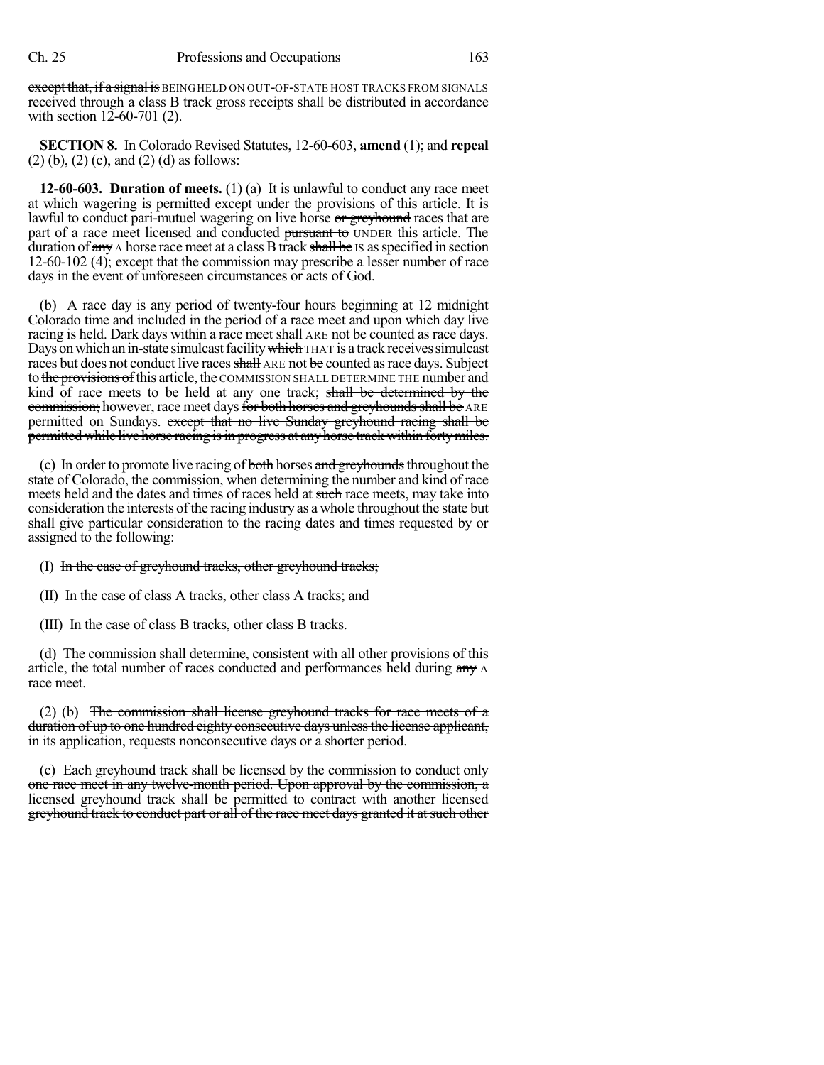~~except that, if a signal is~~ BEING HELD ON OUT-OF-STATE HOST TRACKS FROM SIGNALS received through a class B track ~~gross receipts~~ shall be distributed in accordance with section 12-60-701 (2).

**SECTION 8.** In Colorado Revised Statutes, 12-60-603, **amend** (1); and **repeal** (2) (b), (2) (c), and (2) (d) as follows:

**12-60-603. Duration of meets.** (1) (a) It is unlawful to conduct any race meet at which wagering is permitted except under the provisions of this article. It is lawful to conduct pari-mutuel wagering on live horse ~~or greyhound~~ races that are part of a race meet licensed and conducted ~~pursuant to~~ UNDER this article. The duration of ~~any~~ A horse race meet at a class B track ~~shall be~~ IS as specified in section 12-60-102 (4); except that the commission may prescribe a lesser number of race days in the event of unforeseen circumstances or acts of God.

(b) A race day is any period of twenty-four hours beginning at 12 midnight Colorado time and included in the period of a race meet and upon which day live racing is held. Dark days within a race meet ~~shall~~ ARE not ~~be~~ counted as race days. Days on which an in-state simulcast facility ~~which~~ THAT is a track receives simulcast races but does not conduct live races ~~shall~~ ARE not ~~be~~ counted as race days. Subject to ~~the provisions of~~ this article, the COMMISSION SHALL DETERMINE THE number and kind of race meets to be held at any one track; ~~shall be determined by the commission;~~ however, race meet days ~~for both horses and greyhounds shall be~~ ARE permitted on Sundays. ~~except that no live Sunday greyhound racing shall be permitted while live horse racing is in progress at any horse track within forty miles.~~

(c) In order to promote live racing of ~~both~~ horses ~~and greyhounds~~ throughout the state of Colorado, the commission, when determining the number and kind of race meets held and the dates and times of races held at ~~such~~ race meets, may take into consideration the interests of the racing industry as a whole throughout the state but shall give particular consideration to the racing dates and times requested by or assigned to the following:

(I) ~~In the case of greyhound tracks, other greyhound tracks;~~

(II) In the case of class A tracks, other class A tracks; and

(III) In the case of class B tracks, other class B tracks.

(d) The commission shall determine, consistent with all other provisions of this article, the total number of races conducted and performances held during ~~any~~ A race meet.

(2) (b) ~~The commission shall license greyhound tracks for race meets of a duration of up to one hundred eighty consecutive days unless the license applicant, in its application, requests nonconsecutive days or a shorter period.~~

(c) ~~Each greyhound track shall be licensed by the commission to conduct only one race meet in any twelve-month period. Upon approval by the commission, a licensed greyhound track shall be permitted to contract with another licensed greyhound track to conduct part or all of the race meet days granted it at such other~~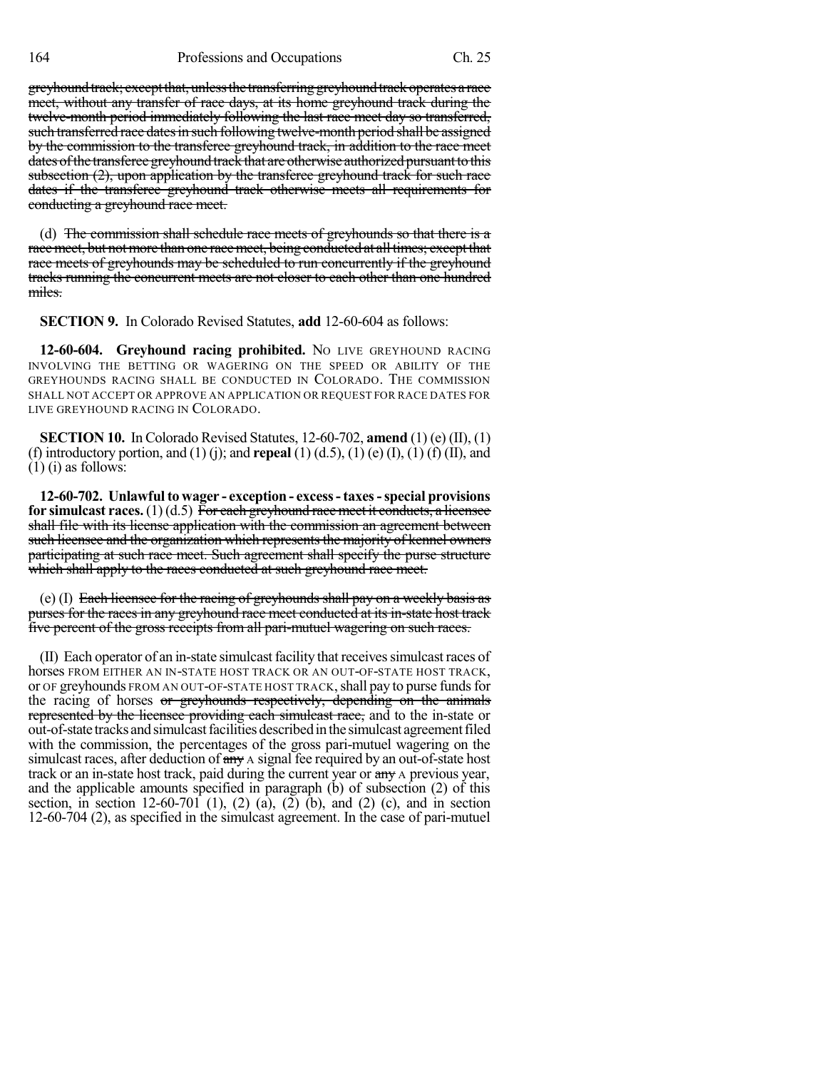~~greyhound track; except that, unless the transferring greyhound track operates a race meet, without any transfer of race days, at its home greyhound track during the twelve-month period immediately following the last race meet day so transferred, such transferred race dates in such following twelve-month period shall be assigned by the commission to the transferee greyhound track, in addition to the race meet dates of the transferee greyhound track that are otherwise authorized pursuant to this subsection (2), upon application by the transferee greyhound track for such race dates if the transferee greyhound track otherwise meets all requirements for conducting a greyhound race meet.~~

(d) ~~The commission shall schedule race meets of greyhounds so that there is a race meet, but not more than one race meet, being conducted at all times; except that race meets of greyhounds may be scheduled to run concurrently if the greyhound tracks running the concurrent meets are not closer to each other than one hundred miles.~~

**SECTION 9.** In Colorado Revised Statutes, **add** 12-60-604 as follows:

**12-60-604. Greyhound racing prohibited.** NO LIVE GREYHOUND RACING INVOLVING THE BETTING OR WAGERING ON THE SPEED OR ABILITY OF THE GREYHOUNDS RACING SHALL BE CONDUCTED IN COLORADO. THE COMMISSION SHALL NOT ACCEPT OR APPROVE AN APPLICATION OR REQUEST FOR RACE DATES FOR LIVE GREYHOUND RACING IN COLORADO.

**SECTION 10.** In Colorado Revised Statutes, 12-60-702, **amend** (1) (e) (II), (1) (f) introductory portion, and (1) (j); and **repeal** (1) (d.5), (1) (e) (I), (1) (f) (II), and (1) (i) as follows:

**12-60-702. Unlawful to wager - exception - excess - taxes - special provisions for simulcast races.** (1) (d.5) ~~For each greyhound race meet it conducts, a licensee shall file with its license application with the commission an agreement between such licensee and the organization which represents the majority of kennel owners participating at such race meet. Such agreement shall specify the purse structure which shall apply to the races conducted at such greyhound race meet.~~

(e) (I) ~~Each licensee for the racing of greyhounds shall pay on a weekly basis as purses for the races in any greyhound race meet conducted at its in-state host track five percent of the gross receipts from all pari-mutuel wagering on such races.~~

(II) Each operator of an in-state simulcast facility that receives simulcast races of horses FROM EITHER AN IN-STATE HOST TRACK OR AN OUT-OF-STATE HOST TRACK, or OF greyhounds FROM AN OUT-OF-STATE HOST TRACK, shall pay to purse funds for the racing of horses ~~or greyhounds respectively, depending on the animals represented by the licensee providing each simulcast race,~~ and to the in-state or out-of-state tracks and simulcast facilities described in the simulcast agreement filed with the commission, the percentages of the gross pari-mutuel wagering on the simulcast races, after deduction of ~~any~~ A signal fee required by an out-of-state host track or an in-state host track, paid during the current year or ~~any~~ A previous year, and the applicable amounts specified in paragraph (b) of subsection (2) of this section, in section 12-60-701 (1), (2) (a), (2) (b), and (2) (c), and in section 12-60-704 (2), as specified in the simulcast agreement. In the case of pari-mutuel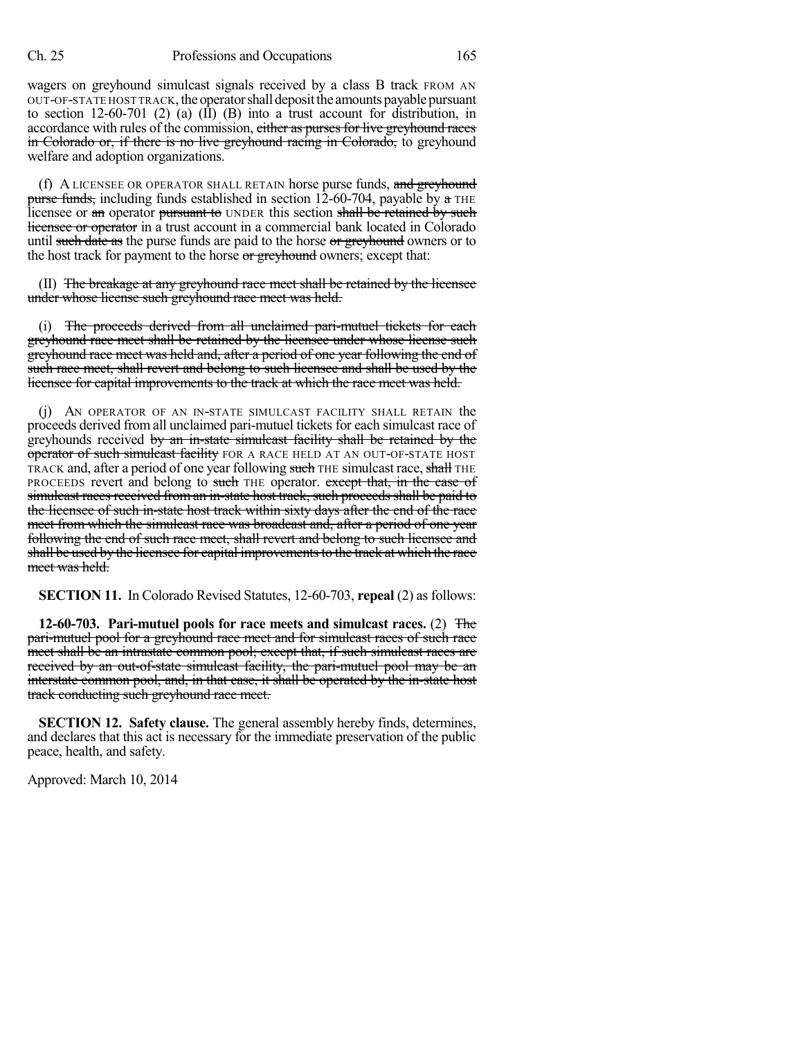wagers on greyhound simulcast signals received by a class B track FROM AN OUT-OF-STATE HOST TRACK, the operator shall deposit the amounts payable pursuant to section 12-60-701 (2) (a) (II) (B) into a trust account for distribution, in accordance with rules of the commission, ~~either as purses for live greyhound races in Colorado or, if there is no live greyhound racing in Colorado,~~ to greyhound welfare and adoption organizations.

(f) A LICENSEE OR OPERATOR SHALL RETAIN horse purse funds, ~~and greyhound purse funds,~~ including funds established in section 12-60-704, payable by ~~a~~ THE licensee or ~~an~~ operator ~~pursuant to~~ UNDER this section ~~shall be retained by such licensee or operator~~ in a trust account in a commercial bank located in Colorado until ~~such date as~~ the purse funds are paid to the horse ~~or greyhound~~ owners or to the host track for payment to the horse ~~or greyhound~~ owners; except that:

(II) ~~The breakage at any greyhound race meet shall be retained by the licensee under whose license such greyhound race meet was held.~~

(i) ~~The proceeds derived from all unclaimed pari-mutuel tickets for each greyhound race meet shall be retained by the licensee under whose license such greyhound race meet was held and, after a period of one year following the end of such race meet, shall revert and belong to such licensee and shall be used by the licensee for capital improvements to the track at which the race meet was held.~~

(j) AN OPERATOR OF AN IN-STATE SIMULCAST FACILITY SHALL RETAIN the proceeds derived from all unclaimed pari-mutuel tickets for each simulcast race of greyhounds received ~~by an in-state simulcast facility shall be retained by the operator of such simulcast facility~~ FOR A RACE HELD AT AN OUT-OF-STATE HOST TRACK and, after a period of one year following ~~such~~ THE simulcast race, ~~shall~~ THE PROCEEDS revert and belong to ~~such~~ THE operator. ~~except that, in the case of simulcast races received from an in-state host track, such proceeds shall be paid to the licensee of such in-state host track within sixty days after the end of the race meet from which the simulcast race was broadcast and, after a period of one year following the end of such race meet, shall revert and belong to such licensee and shall be used by the licensee for capital improvements to the track at which the race meet was held.~~

**SECTION 11.** In Colorado Revised Statutes, 12-60-703, **repeal** (2) as follows:

**12-60-703. Pari-mutuel pools for race meets and simulcast races.** (2) ~~The pari-mutuel pool for a greyhound race meet and for simulcast races of such race meet shall be an intrastate common pool; except that, if such simulcast races are received by an out-of-state simulcast facility, the pari-mutuel pool may be an interstate common pool, and, in that case, it shall be operated by the in-state host track conducting such greyhound race meet.~~

**SECTION 12. Safety clause.** The general assembly hereby finds, determines, and declares that this act is necessary for the immediate preservation of the public peace, health, and safety.

Approved: March 10, 2014